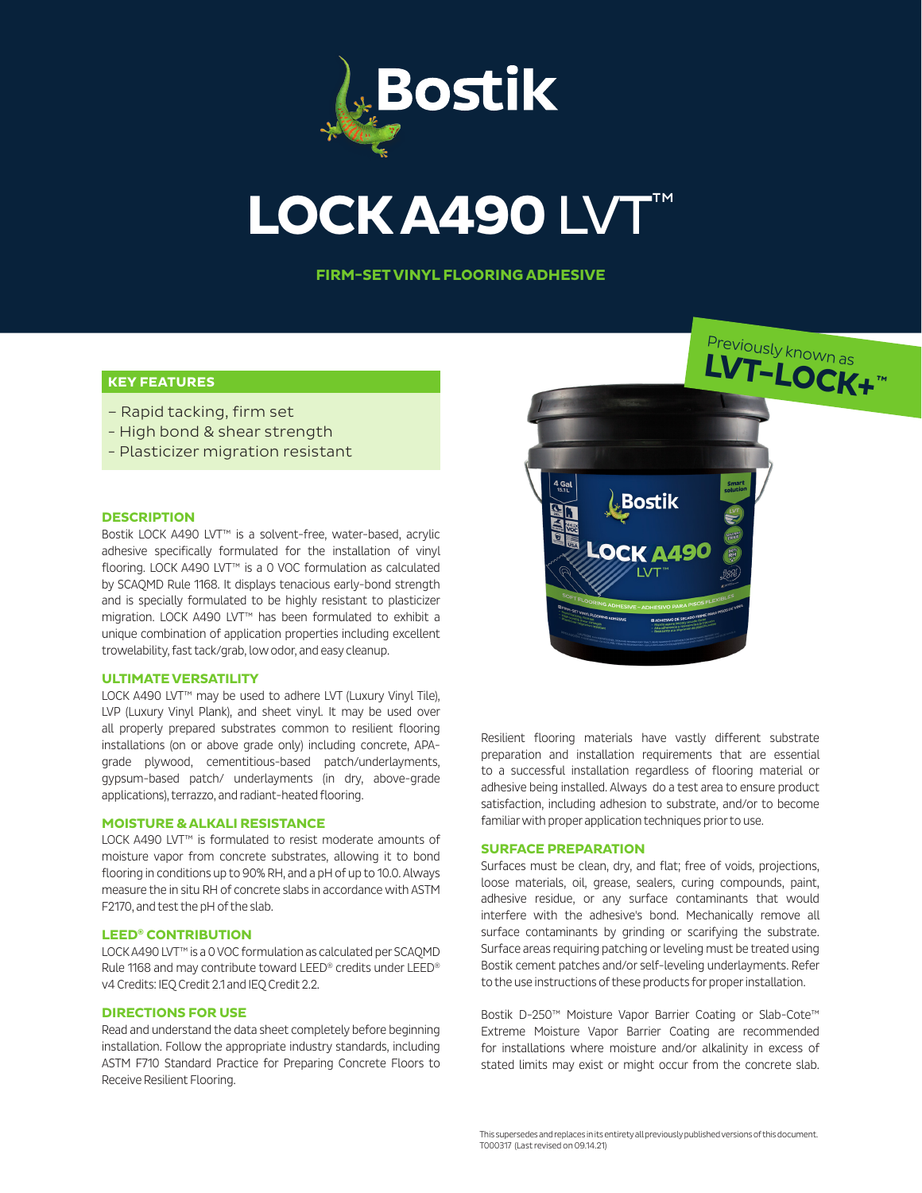# LOCK A490 LVT™

**FIRM-SET VINYL FLOORING ADHESIVE**

Previously known as **LVT-LOCK+™**

## KEY FEATURES

- Rapid tacking, firm set
- High bond & shear strength
- Plasticizer migration resistant

## DESCRIPTION

Bostik LOCK A490 LVT™ is a solvent-free, water-based, acrylic adhesive specifically formulated for the installation of vinyl flooring. LOCK A490 LVT™ is a 0 VOC formulation as calculated by SCAQMD Rule 1168. It displays tenacious early-bond strength and is specially formulated to be highly resistant to plasticizer migration. LOCK A490 LVT™ has been formulated to exhibit a unique combination of application properties including excellent trowelability, fast tack/grab, low odor, and easy cleanup.

## ULTIMATE VERSATILITY

LOCK A490 LVT™ may be used to adhere LVT (Luxury Vinyl Tile), LVP (Luxury Vinyl Plank), and sheet vinyl. It may be used over all properly prepared substrates common to resilient flooring installations (on or above grade only) including concrete, APA-grade plywood, cementitious-based patch/underlayments, gypsum-based patch/ underlayments (in dry, above-grade applications), terrazzo, and radiant-heated flooring.

## MOISTURE & ALKALI RESISTANCE

LOCK A490 LVT™ is formulated to resist moderate amounts of moisture vapor from concrete substrates, allowing it to bond flooring in conditions up to 90% RH, and a pH of up to 10.0. Always measure the in situ RH of concrete slabs in accordance with ASTM F2170, and test the pH of the slab.

## LEED® CONTRIBUTION

LOCK A490 LVT™ is a 0 VOC formulation as calculated per SCAQMD Rule 1168 and may contribute toward LEED® credits under LEED® v4 Credits: IEQ Credit 2.1 and IEQ Credit 2.2.

## DIRECTIONS FOR USE

Read and understand the data sheet completely before beginning installation. Follow the appropriate industry standards, including ASTM F710 Standard Practice for Preparing Concrete Floors to Receive Resilient Flooring.

Resilient flooring materials have vastly different substrate preparation and installation requirements that are essential to a successful installation regardless of flooring material or adhesive being installed. Always do a test area to ensure product satisfaction, including adhesion to substrate, and/or to become familiar with proper application techniques prior to use.

## SURFACE PREPARATION

Surfaces must be clean, dry, and flat; free of voids, projections, loose materials, oil, grease, sealers, curing compounds, paint, adhesive residue, or any surface contaminants that would interfere with the adhesive's bond. Mechanically remove all surface contaminants by grinding or scarifying the substrate. Surface areas requiring patching or leveling must be treated using Bostik cement patches and/or self-leveling underlayments. Refer to the use instructions of these products for proper installation.

Bostik D-250™ Moisture Vapor Barrier Coating or Slab-Cote™ Extreme Moisture Vapor Barrier Coating are recommended for installations where moisture and/or alkalinity in excess of stated limits may exist or might occur from the concrete slab.

This supersedes and replaces in its entirety all previously published versions of this document.
T000317 (Last revised on 09.14.21)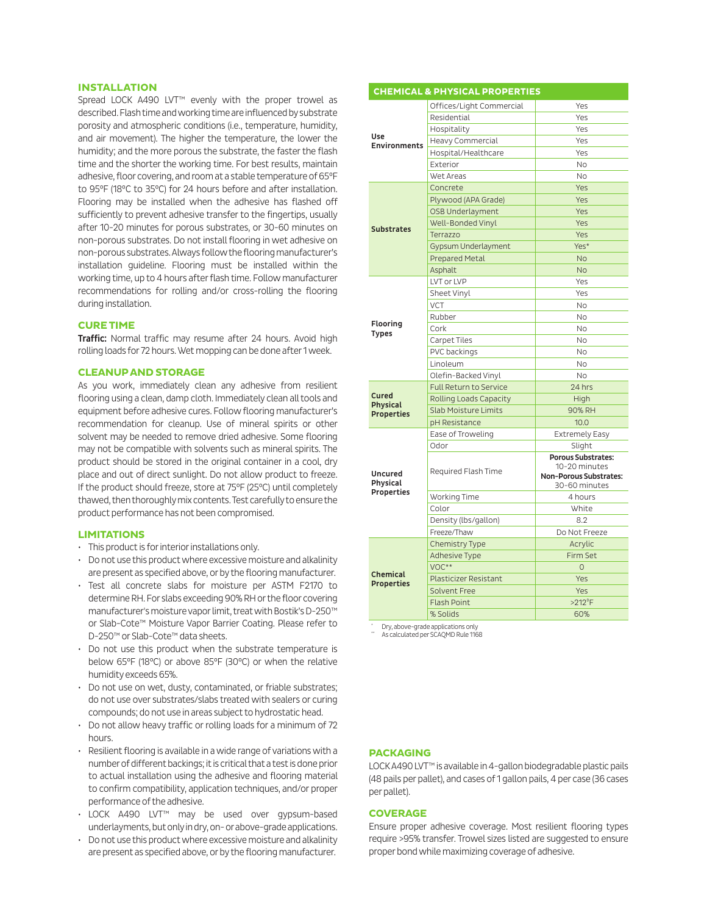## INSTALLATION

Spread LOCK A490 LVT™ evenly with the proper trowel as described. Flash time and working time are influenced by substrate porosity and atmospheric conditions (i.e., temperature, humidity, and air movement). The higher the temperature, the lower the humidity; and the more porous the substrate, the faster the flash time and the shorter the working time. For best results, maintain adhesive, floor covering, and room at a stable temperature of 65°F to 95°F (18°C to 35°C) for 24 hours before and after installation. Flooring may be installed when the adhesive has flashed off sufficiently to prevent adhesive transfer to the fingertips, usually after 10-20 minutes for porous substrates, or 30-60 minutes on non-porous substrates. Do not install flooring in wet adhesive on non-porous substrates. Always follow the flooring manufacturer's installation guideline. Flooring must be installed within the working time, up to 4 hours after flash time. Follow manufacturer recommendations for rolling and/or cross-rolling the flooring during installation.

## CURE TIME

**Traffic:** Normal traffic may resume after 24 hours. Avoid high rolling loads for 72 hours. Wet mopping can be done after 1 week.

## CLEANUP AND STORAGE

As you work, immediately clean any adhesive from resilient flooring using a clean, damp cloth. Immediately clean all tools and equipment before adhesive cures. Follow flooring manufacturer's recommendation for cleanup. Use of mineral spirits or other solvent may be needed to remove dried adhesive. Some flooring may not be compatible with solvents such as mineral spirits. The product should be stored in the original container in a cool, dry place and out of direct sunlight. Do not allow product to freeze. If the product should freeze, store at 75°F (25°C) until completely thawed, then thoroughly mix contents. Test carefully to ensure the product performance has not been compromised.

## LIMITATIONS

- This product is for interior installations only.
- Do not use this product where excessive moisture and alkalinity are present as specified above, or by the flooring manufacturer.
- Test all concrete slabs for moisture per ASTM F2170 to determine RH. For slabs exceeding 90% RH or the floor covering manufacturer's moisture vapor limit, treat with Bostik's D-250™ or Slab-Cote™ Moisture Vapor Barrier Coating. Please refer to D-250™ or Slab-Cote™ data sheets.
- Do not use this product when the substrate temperature is below 65°F (18°C) or above 85°F (30°C) or when the relative humidity exceeds 65%.
- Do not use on wet, dusty, contaminated, or friable substrates; do not use over substrates/slabs treated with sealers or curing compounds; do not use in areas subject to hydrostatic head.
- Do not allow heavy traffic or rolling loads for a minimum of 72 hours.
- Resilient flooring is available in a wide range of variations with a number of different backings; it is critical that a test is done prior to actual installation using the adhesive and flooring material to confirm compatibility, application techniques, and/or proper performance of the adhesive.
- LOCK A490 LVT™ may be used over gypsum-based underlayments, but only in dry, on- or above-grade applications.
- Do not use this product where excessive moisture and alkalinity are present as specified above, or by the flooring manufacturer.

## CHEMICAL & PHYSICAL PROPERTIES

| Category | Property | Value |
|---|---|---|
| Use Environments | Offices/Light Commercial | Yes |
| | Residential | Yes |
| | Hospitality | Yes |
| | Heavy Commercial | Yes |
| | Hospital/Healthcare | Yes |
| | Exterior | No |
| | Wet Areas | No |
| Substrates | Concrete | Yes |
| | Plywood (APA Grade) | Yes |
| | OSB Underlayment | Yes |
| | Well-Bonded Vinyl | Yes |
| | Terrazzo | Yes |
| | Gypsum Underlayment | Yes* |
| | Prepared Metal | No |
| | Asphalt | No |
| Flooring Types | LVT or LVP | Yes |
| | Sheet Vinyl | Yes |
| | VCT | No |
| | Rubber | No |
| | Cork | No |
| | Carpet Tiles | No |
| | PVC backings | No |
| | Linoleum | No |
| | Olefin-Backed Vinyl | No |
| Cured Physical Properties | Full Return to Service | 24 hrs |
| | Rolling Loads Capacity | High |
| | Slab Moisture Limits | 90% RH |
| | pH Resistance | 10.0 |
| Uncured Physical Properties | Ease of Troweling | Extremely Easy |
| | Odor | Slight |
| | Required Flash Time | **Porous Substrates:** 10-20 minutes **Non-Porous Substrates:** 30-60 minutes |
| | Working Time | 4 hours |
| | Color | White |
| | Density (lbs/gallon) | 8.2 |
| | Freeze/Thaw | Do Not Freeze |
| Chemical Properties | Chemistry Type | Acrylic |
| | Adhesive Type | Firm Set |
| | VOC** | 0 |
| | Plasticizer Resistant | Yes |
| | Solvent Free | Yes |
| | Flash Point | >212°F |
| | % Solids | 60% |

\* Dry, above-grade applications only
\*\* As calculated per SCAQMD Rule 1168

## PACKAGING

LOCK A490 LVT™ is available in 4-gallon biodegradable plastic pails (48 pails per pallet), and cases of 1 gallon pails, 4 per case (36 cases per pallet).

## COVERAGE

Ensure proper adhesive coverage. Most resilient flooring types require >95% transfer. Trowel sizes listed are suggested to ensure proper bond while maximizing coverage of adhesive.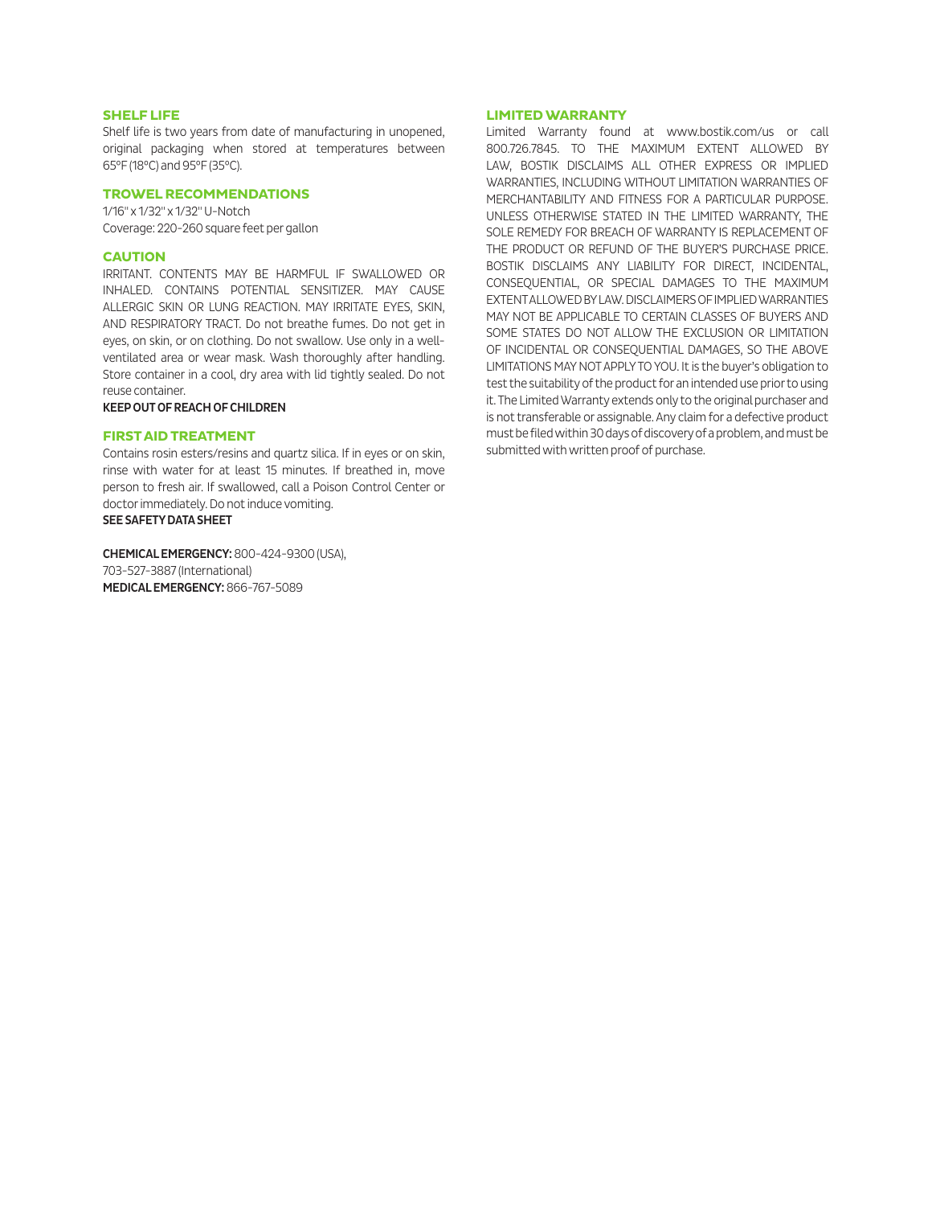## SHELF LIFE

Shelf life is two years from date of manufacturing in unopened, original packaging when stored at temperatures between 65°F (18°C) and 95°F (35°C).

## TROWEL RECOMMENDATIONS

1/16" x 1/32" x 1/32" U-Notch
Coverage: 220-260 square feet per gallon

## CAUTION

IRRITANT. CONTENTS MAY BE HARMFUL IF SWALLOWED OR INHALED. CONTAINS POTENTIAL SENSITIZER. MAY CAUSE ALLERGIC SKIN OR LUNG REACTION. MAY IRRITATE EYES, SKIN, AND RESPIRATORY TRACT. Do not breathe fumes. Do not get in eyes, on skin, or on clothing. Do not swallow. Use only in a well-ventilated area or wear mask. Wash thoroughly after handling. Store container in a cool, dry area with lid tightly sealed. Do not reuse container.

**KEEP OUT OF REACH OF CHILDREN**

## FIRST AID TREATMENT

Contains rosin esters/resins and quartz silica. If in eyes or on skin, rinse with water for at least 15 minutes. If breathed in, move person to fresh air. If swallowed, call a Poison Control Center or doctor immediately. Do not induce vomiting.

**SEE SAFETY DATA SHEET**

**CHEMICAL EMERGENCY:** 800-424-9300 (USA), 703-527-3887 (International)
**MEDICAL EMERGENCY:** 866-767-5089

## LIMITED WARRANTY

Limited Warranty found at www.bostik.com/us or call 800.726.7845. TO THE MAXIMUM EXTENT ALLOWED BY LAW, BOSTIK DISCLAIMS ALL OTHER EXPRESS OR IMPLIED WARRANTIES, INCLUDING WITHOUT LIMITATION WARRANTIES OF MERCHANTABILITY AND FITNESS FOR A PARTICULAR PURPOSE. UNLESS OTHERWISE STATED IN THE LIMITED WARRANTY, THE SOLE REMEDY FOR BREACH OF WARRANTY IS REPLACEMENT OF THE PRODUCT OR REFUND OF THE BUYER'S PURCHASE PRICE. BOSTIK DISCLAIMS ANY LIABILITY FOR DIRECT, INCIDENTAL, CONSEQUENTIAL, OR SPECIAL DAMAGES TO THE MAXIMUM EXTENT ALLOWED BY LAW. DISCLAIMERS OF IMPLIED WARRANTIES MAY NOT BE APPLICABLE TO CERTAIN CLASSES OF BUYERS AND SOME STATES DO NOT ALLOW THE EXCLUSION OR LIMITATION OF INCIDENTAL OR CONSEQUENTIAL DAMAGES, SO THE ABOVE LIMITATIONS MAY NOT APPLY TO YOU. It is the buyer's obligation to test the suitability of the product for an intended use prior to using it. The Limited Warranty extends only to the original purchaser and is not transferable or assignable. Any claim for a defective product must be filed within 30 days of discovery of a problem, and must be submitted with written proof of purchase.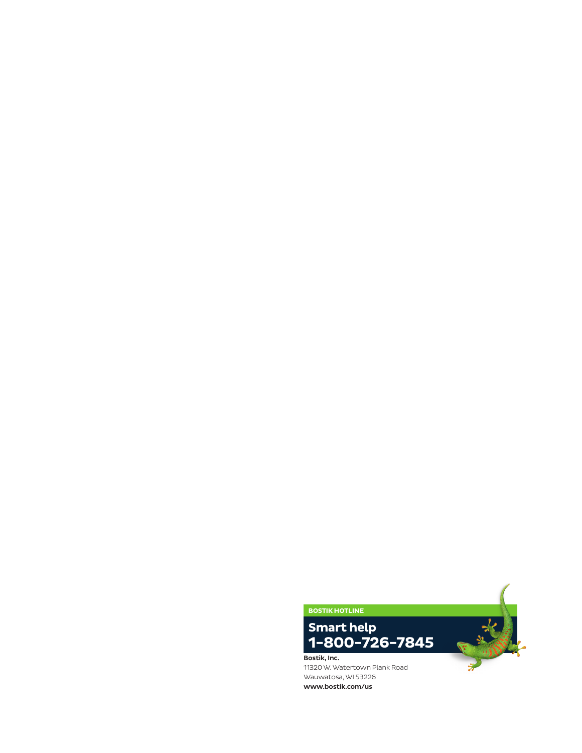BOSTIK HOTLINE

**Smart help**
**1-800-726-7845**

**Bostik, Inc.**
11320 W. Watertown Plank Road
Wauwatosa, WI 53226
**www.bostik.com/us**